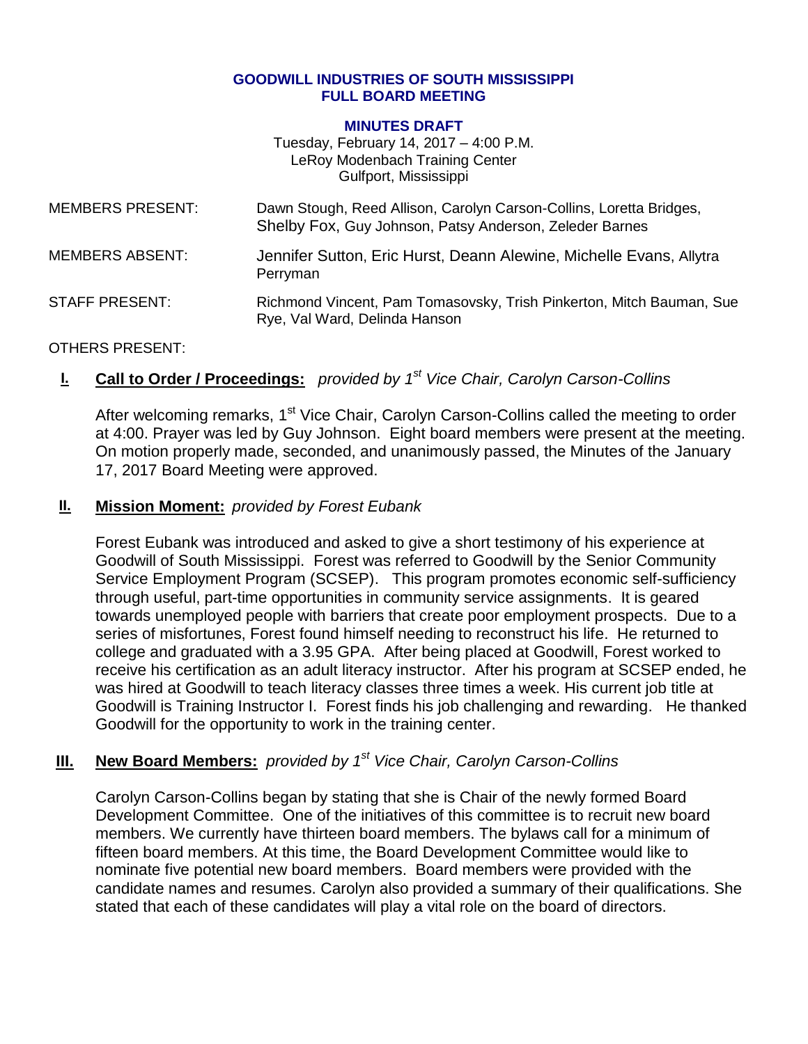**GOODWILL INDUSTRIES OF SOUTH MISSISSIPPI**
**FULL BOARD MEETING**

**MINUTES DRAFT**
Tuesday, February 14, 2017 – 4:00 P.M.
LeRoy Modenbach Training Center
Gulfport, Mississippi

MEMBERS PRESENT: Dawn Stough, Reed Allison, Carolyn Carson-Collins, Loretta Bridges, Shelby Fox, Guy Johnson, Patsy Anderson, Zeleder Barnes

MEMBERS ABSENT: Jennifer Sutton, Eric Hurst, Deann Alewine, Michelle Evans, Allytra Perryman

STAFF PRESENT: Richmond Vincent, Pam Tomasovsky, Trish Pinkerton, Mitch Bauman, Sue Rye, Val Ward, Delinda Hanson

OTHERS PRESENT:

## I. Call to Order / Proceedings: *provided by 1st Vice Chair, Carolyn Carson-Collins*

After welcoming remarks, 1st Vice Chair, Carolyn Carson-Collins called the meeting to order at 4:00. Prayer was led by Guy Johnson. Eight board members were present at the meeting. On motion properly made, seconded, and unanimously passed, the Minutes of the January 17, 2017 Board Meeting were approved.

## II. Mission Moment: *provided by Forest Eubank*

Forest Eubank was introduced and asked to give a short testimony of his experience at Goodwill of South Mississippi. Forest was referred to Goodwill by the Senior Community Service Employment Program (SCSEP). This program promotes economic self-sufficiency through useful, part-time opportunities in community service assignments. It is geared towards unemployed people with barriers that create poor employment prospects. Due to a series of misfortunes, Forest found himself needing to reconstruct his life. He returned to college and graduated with a 3.95 GPA. After being placed at Goodwill, Forest worked to receive his certification as an adult literacy instructor. After his program at SCSEP ended, he was hired at Goodwill to teach literacy classes three times a week. His current job title at Goodwill is Training Instructor I. Forest finds his job challenging and rewarding. He thanked Goodwill for the opportunity to work in the training center.

## III. New Board Members: *provided by 1st Vice Chair, Carolyn Carson-Collins*

Carolyn Carson-Collins began by stating that she is Chair of the newly formed Board Development Committee. One of the initiatives of this committee is to recruit new board members. We currently have thirteen board members. The bylaws call for a minimum of fifteen board members. At this time, the Board Development Committee would like to nominate five potential new board members. Board members were provided with the candidate names and resumes. Carolyn also provided a summary of their qualifications. She stated that each of these candidates will play a vital role on the board of directors.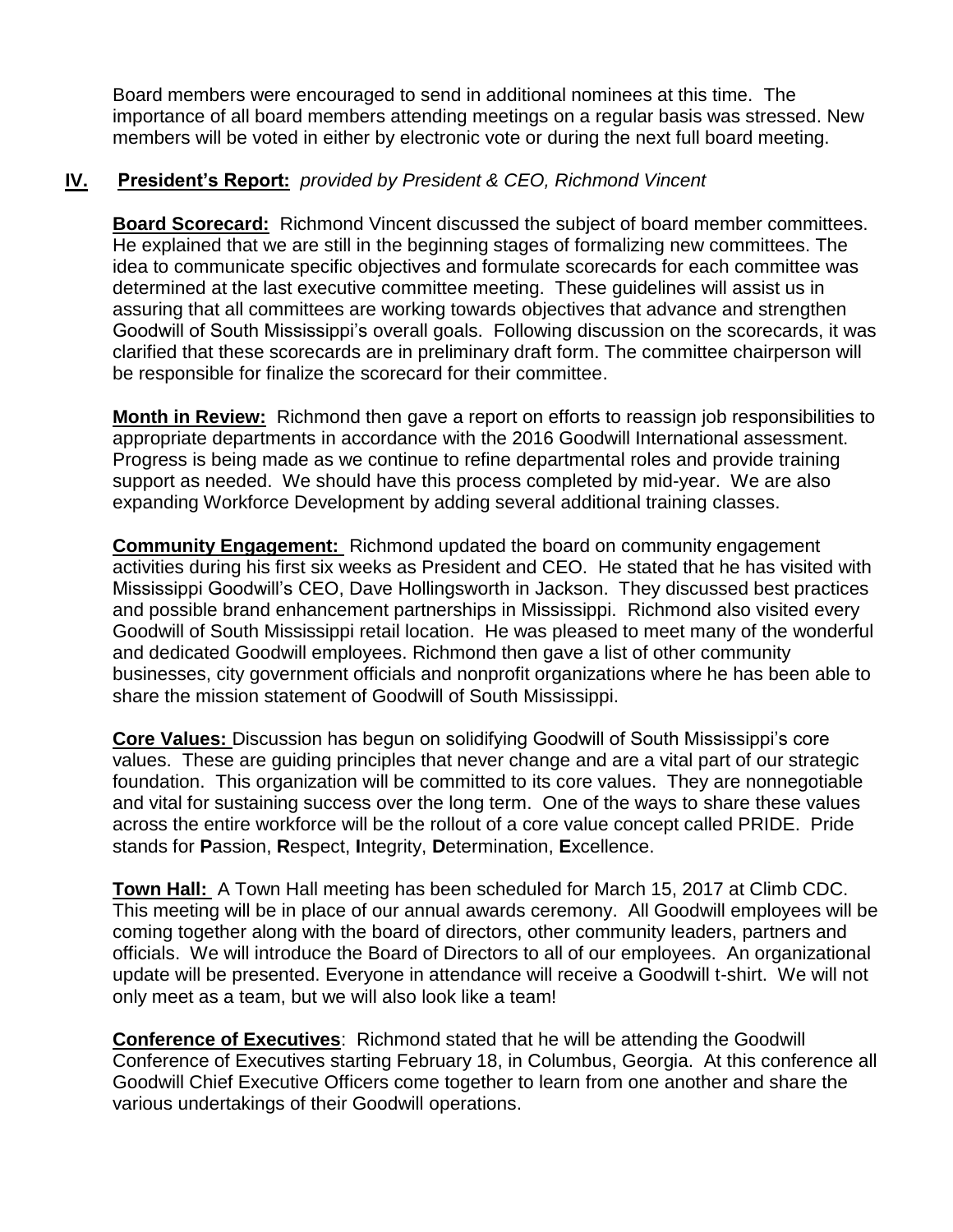Board members were encouraged to send in additional nominees at this time. The importance of all board members attending meetings on a regular basis was stressed. New members will be voted in either by electronic vote or during the next full board meeting.

## IV. President's Report: *provided by President & CEO, Richmond Vincent*

**Board Scorecard:** Richmond Vincent discussed the subject of board member committees. He explained that we are still in the beginning stages of formalizing new committees. The idea to communicate specific objectives and formulate scorecards for each committee was determined at the last executive committee meeting. These guidelines will assist us in assuring that all committees are working towards objectives that advance and strengthen Goodwill of South Mississippi's overall goals. Following discussion on the scorecards, it was clarified that these scorecards are in preliminary draft form. The committee chairperson will be responsible for finalize the scorecard for their committee.

**Month in Review:** Richmond then gave a report on efforts to reassign job responsibilities to appropriate departments in accordance with the 2016 Goodwill International assessment. Progress is being made as we continue to refine departmental roles and provide training support as needed. We should have this process completed by mid-year. We are also expanding Workforce Development by adding several additional training classes.

**Community Engagement:** Richmond updated the board on community engagement activities during his first six weeks as President and CEO. He stated that he has visited with Mississippi Goodwill's CEO, Dave Hollingsworth in Jackson. They discussed best practices and possible brand enhancement partnerships in Mississippi. Richmond also visited every Goodwill of South Mississippi retail location. He was pleased to meet many of the wonderful and dedicated Goodwill employees. Richmond then gave a list of other community businesses, city government officials and nonprofit organizations where he has been able to share the mission statement of Goodwill of South Mississippi.

**Core Values:** Discussion has begun on solidifying Goodwill of South Mississippi's core values. These are guiding principles that never change and are a vital part of our strategic foundation. This organization will be committed to its core values. They are nonnegotiable and vital for sustaining success over the long term. One of the ways to share these values across the entire workforce will be the rollout of a core value concept called PRIDE. Pride stands for **P**assion, **R**espect, **I**ntegrity, **D**etermination, **E**xcellence.

**Town Hall:** A Town Hall meeting has been scheduled for March 15, 2017 at Climb CDC. This meeting will be in place of our annual awards ceremony. All Goodwill employees will be coming together along with the board of directors, other community leaders, partners and officials. We will introduce the Board of Directors to all of our employees. An organizational update will be presented. Everyone in attendance will receive a Goodwill t-shirt. We will not only meet as a team, but we will also look like a team!

**Conference of Executives**: Richmond stated that he will be attending the Goodwill Conference of Executives starting February 18, in Columbus, Georgia. At this conference all Goodwill Chief Executive Officers come together to learn from one another and share the various undertakings of their Goodwill operations.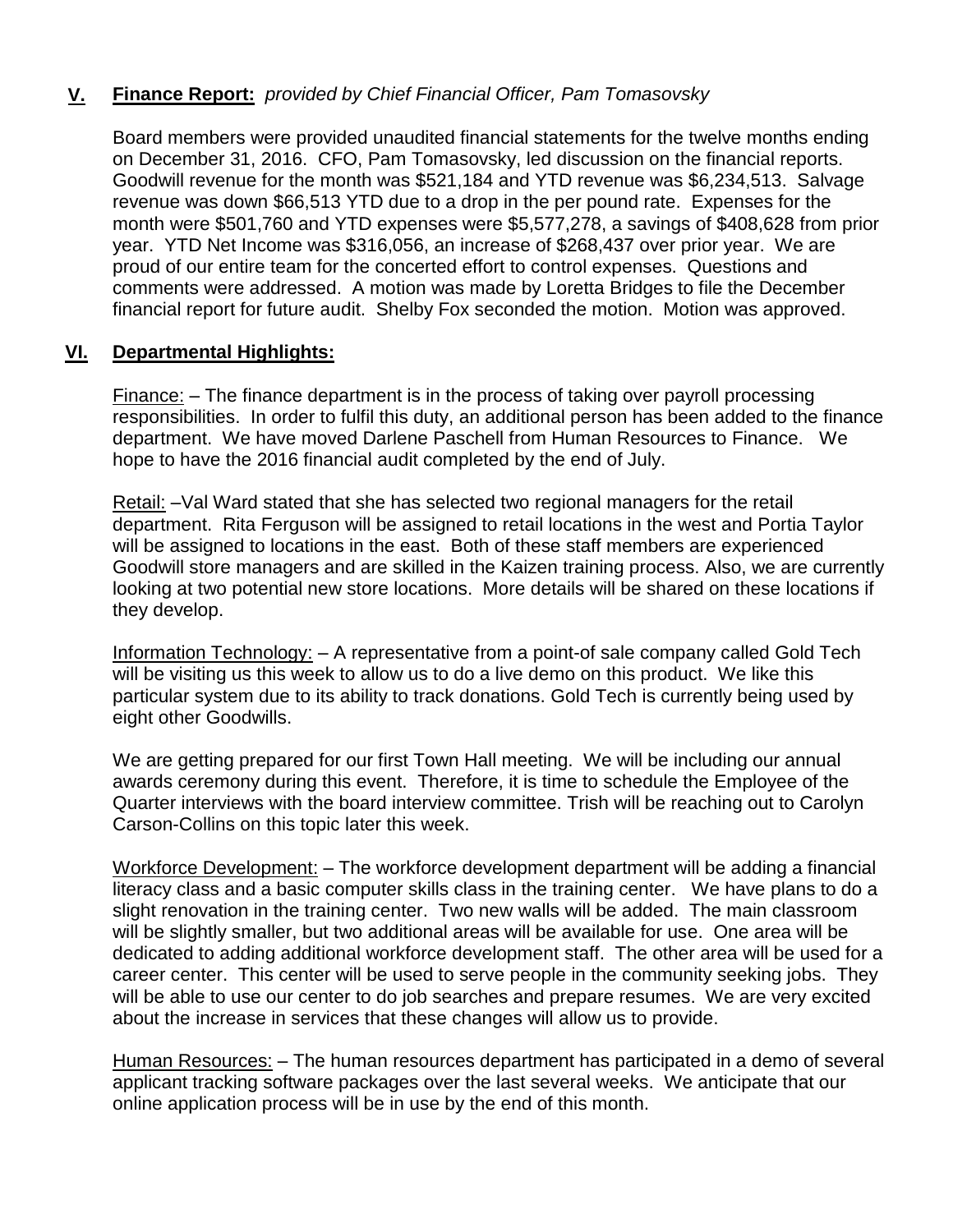## V. **Finance Report:** *provided by Chief Financial Officer, Pam Tomasovsky*

Board members were provided unaudited financial statements for the twelve months ending on December 31, 2016. CFO, Pam Tomasovsky, led discussion on the financial reports. Goodwill revenue for the month was $521,184 and YTD revenue was $6,234,513. Salvage revenue was down $66,513 YTD due to a drop in the per pound rate. Expenses for the month were $501,760 and YTD expenses were $5,577,278, a savings of $408,628 from prior year. YTD Net Income was $316,056, an increase of $268,437 over prior year. We are proud of our entire team for the concerted effort to control expenses. Questions and comments were addressed. A motion was made by Loretta Bridges to file the December financial report for future audit. Shelby Fox seconded the motion. Motion was approved.

## VI. **Departmental Highlights:**

Finance: – The finance department is in the process of taking over payroll processing responsibilities. In order to fulfil this duty, an additional person has been added to the finance department. We have moved Darlene Paschell from Human Resources to Finance. We hope to have the 2016 financial audit completed by the end of July.

Retail: –Val Ward stated that she has selected two regional managers for the retail department. Rita Ferguson will be assigned to retail locations in the west and Portia Taylor will be assigned to locations in the east. Both of these staff members are experienced Goodwill store managers and are skilled in the Kaizen training process. Also, we are currently looking at two potential new store locations. More details will be shared on these locations if they develop.

Information Technology: – A representative from a point-of sale company called Gold Tech will be visiting us this week to allow us to do a live demo on this product. We like this particular system due to its ability to track donations. Gold Tech is currently being used by eight other Goodwills.

We are getting prepared for our first Town Hall meeting. We will be including our annual awards ceremony during this event. Therefore, it is time to schedule the Employee of the Quarter interviews with the board interview committee. Trish will be reaching out to Carolyn Carson-Collins on this topic later this week.

Workforce Development: – The workforce development department will be adding a financial literacy class and a basic computer skills class in the training center. We have plans to do a slight renovation in the training center. Two new walls will be added. The main classroom will be slightly smaller, but two additional areas will be available for use. One area will be dedicated to adding additional workforce development staff. The other area will be used for a career center. This center will be used to serve people in the community seeking jobs. They will be able to use our center to do job searches and prepare resumes. We are very excited about the increase in services that these changes will allow us to provide.

Human Resources: – The human resources department has participated in a demo of several applicant tracking software packages over the last several weeks. We anticipate that our online application process will be in use by the end of this month.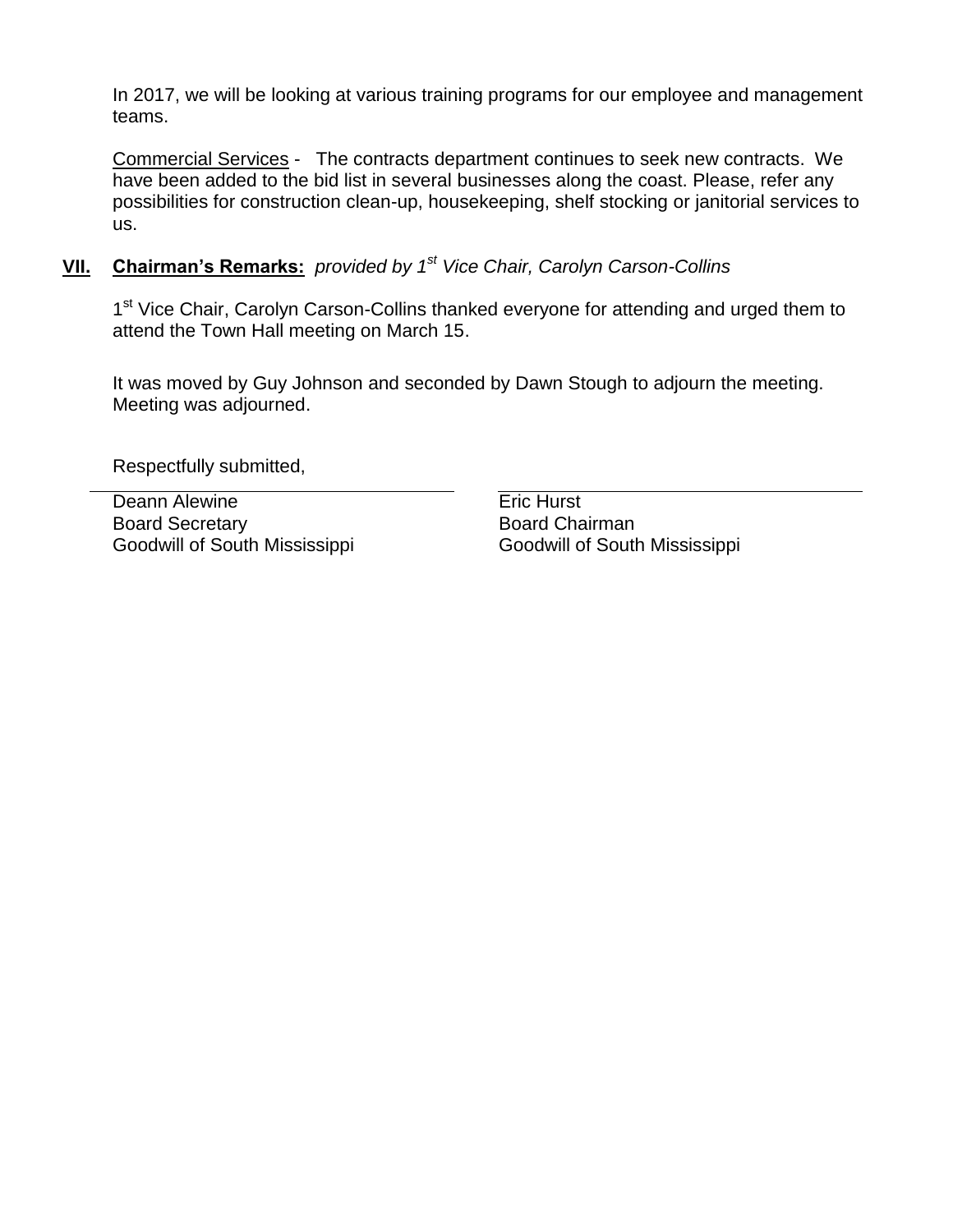In 2017, we will be looking at various training programs for our employee and management teams.

Commercial Services - The contracts department continues to seek new contracts. We have been added to the bid list in several businesses along the coast. Please, refer any possibilities for construction clean-up, housekeeping, shelf stocking or janitorial services to us.

## VII. Chairman's Remarks: *provided by 1st Vice Chair, Carolyn Carson-Collins*

1st Vice Chair, Carolyn Carson-Collins thanked everyone for attending and urged them to attend the Town Hall meeting on March 15.

It was moved by Guy Johnson and seconded by Dawn Stough to adjourn the meeting. Meeting was adjourned.

Respectfully submitted,

| | |
|---|---|
| Deann Alewine | Eric Hurst |
| Board Secretary | Board Chairman |
| Goodwill of South Mississippi | Goodwill of South Mississippi |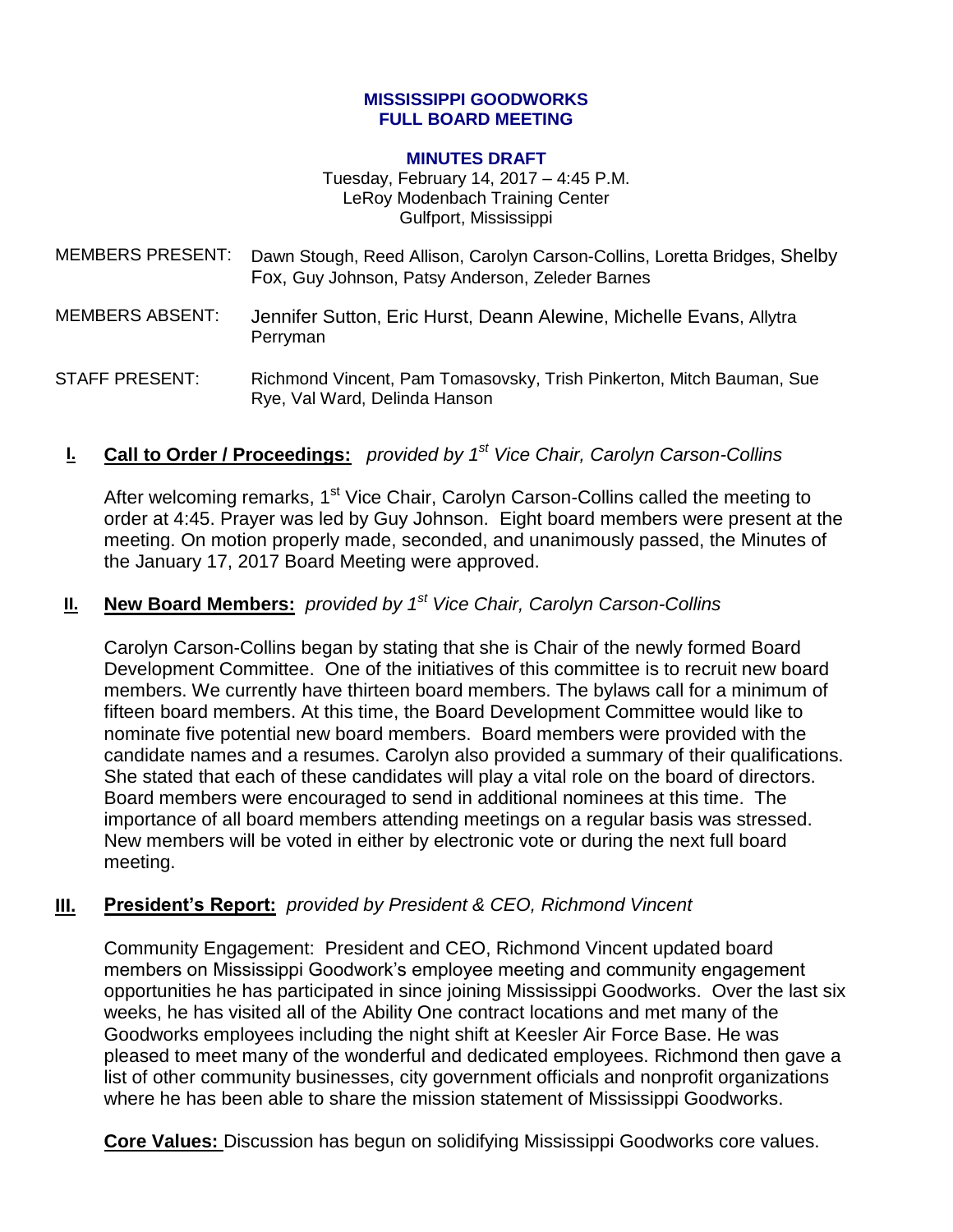**MISSISSIPPI GOODWORKS**
**FULL BOARD MEETING**

**MINUTES DRAFT**
Tuesday, February 14, 2017 – 4:45 P.M.
LeRoy Modenbach Training Center
Gulfport, Mississippi

MEMBERS PRESENT: Dawn Stough, Reed Allison, Carolyn Carson-Collins, Loretta Bridges, Shelby Fox, Guy Johnson, Patsy Anderson, Zeleder Barnes

MEMBERS ABSENT: Jennifer Sutton, Eric Hurst, Deann Alewine, Michelle Evans, Allytra Perryman

STAFF PRESENT: Richmond Vincent, Pam Tomasovsky, Trish Pinkerton, Mitch Bauman, Sue Rye, Val Ward, Delinda Hanson

## I. Call to Order / Proceedings: *provided by 1st Vice Chair, Carolyn Carson-Collins*

After welcoming remarks, 1st Vice Chair, Carolyn Carson-Collins called the meeting to order at 4:45. Prayer was led by Guy Johnson. Eight board members were present at the meeting. On motion properly made, seconded, and unanimously passed, the Minutes of the January 17, 2017 Board Meeting were approved.

## II. New Board Members: *provided by 1st Vice Chair, Carolyn Carson-Collins*

Carolyn Carson-Collins began by stating that she is Chair of the newly formed Board Development Committee. One of the initiatives of this committee is to recruit new board members. We currently have thirteen board members. The bylaws call for a minimum of fifteen board members. At this time, the Board Development Committee would like to nominate five potential new board members. Board members were provided with the candidate names and a resumes. Carolyn also provided a summary of their qualifications. She stated that each of these candidates will play a vital role on the board of directors. Board members were encouraged to send in additional nominees at this time. The importance of all board members attending meetings on a regular basis was stressed. New members will be voted in either by electronic vote or during the next full board meeting.

## III. President's Report: *provided by President & CEO, Richmond Vincent*

Community Engagement: President and CEO, Richmond Vincent updated board members on Mississippi Goodwork's employee meeting and community engagement opportunities he has participated in since joining Mississippi Goodworks. Over the last six weeks, he has visited all of the Ability One contract locations and met many of the Goodworks employees including the night shift at Keesler Air Force Base. He was pleased to meet many of the wonderful and dedicated employees. Richmond then gave a list of other community businesses, city government officials and nonprofit organizations where he has been able to share the mission statement of Mississippi Goodworks.

**Core Values:** Discussion has begun on solidifying Mississippi Goodworks core values.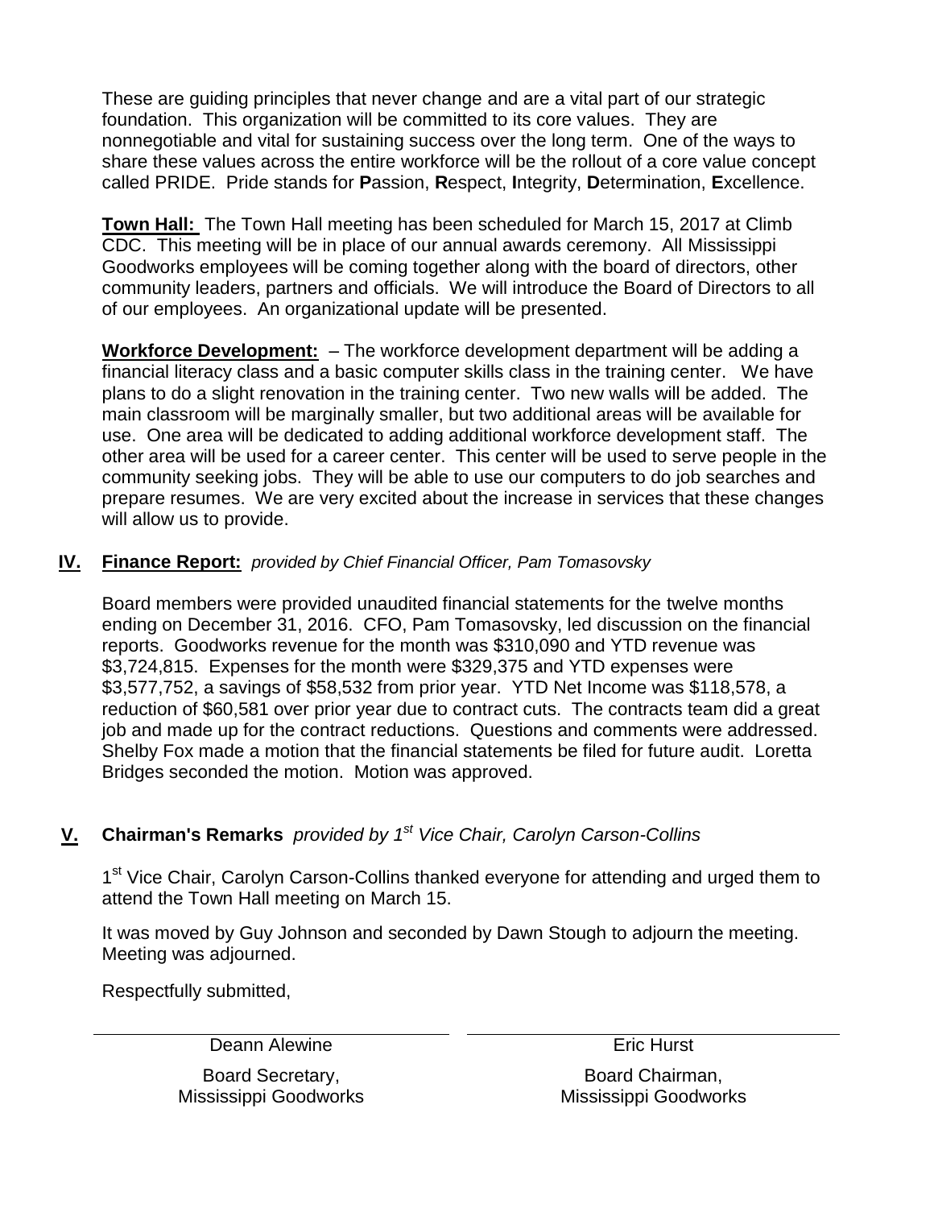These are guiding principles that never change and are a vital part of our strategic foundation. This organization will be committed to its core values. They are nonnegotiable and vital for sustaining success over the long term. One of the ways to share these values across the entire workforce will be the rollout of a core value concept called PRIDE. Pride stands for **P**assion, **R**espect, **I**ntegrity, **D**etermination, **E**xcellence.

**Town Hall:** The Town Hall meeting has been scheduled for March 15, 2017 at Climb CDC. This meeting will be in place of our annual awards ceremony. All Mississippi Goodworks employees will be coming together along with the board of directors, other community leaders, partners and officials. We will introduce the Board of Directors to all of our employees. An organizational update will be presented.

**Workforce Development:** – The workforce development department will be adding a financial literacy class and a basic computer skills class in the training center. We have plans to do a slight renovation in the training center. Two new walls will be added. The main classroom will be marginally smaller, but two additional areas will be available for use. One area will be dedicated to adding additional workforce development staff. The other area will be used for a career center. This center will be used to serve people in the community seeking jobs. They will be able to use our computers to do job searches and prepare resumes. We are very excited about the increase in services that these changes will allow us to provide.

## IV. Finance Report: *provided by Chief Financial Officer, Pam Tomasovsky*

Board members were provided unaudited financial statements for the twelve months ending on December 31, 2016. CFO, Pam Tomasovsky, led discussion on the financial reports. Goodworks revenue for the month was $310,090 and YTD revenue was $3,724,815. Expenses for the month were $329,375 and YTD expenses were $3,577,752, a savings of $58,532 from prior year. YTD Net Income was $118,578, a reduction of $60,581 over prior year due to contract cuts. The contracts team did a great job and made up for the contract reductions. Questions and comments were addressed. Shelby Fox made a motion that the financial statements be filed for future audit. Loretta Bridges seconded the motion. Motion was approved.

## V. Chairman's Remarks *provided by 1st Vice Chair, Carolyn Carson-Collins*

1st Vice Chair, Carolyn Carson-Collins thanked everyone for attending and urged them to attend the Town Hall meeting on March 15.

It was moved by Guy Johnson and seconded by Dawn Stough to adjourn the meeting. Meeting was adjourned.

Respectfully submitted,

| | |
|---|---|
| Deann Alewine | Eric Hurst |
| Board Secretary, Mississippi Goodworks | Board Chairman, Mississippi Goodworks |